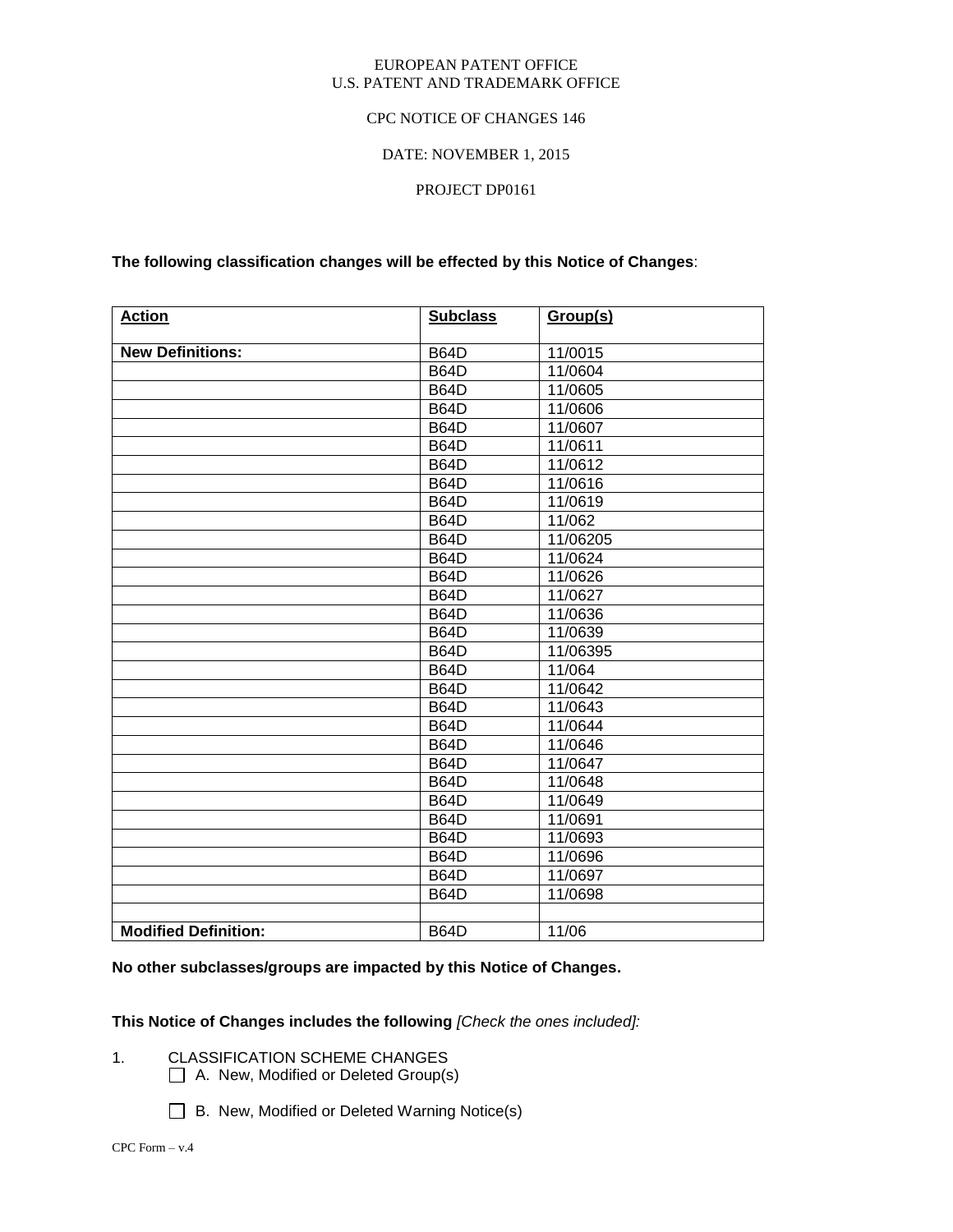EUROPEAN PATENT OFFICE
U.S. PATENT AND TRADEMARK OFFICE

CPC NOTICE OF CHANGES 146

DATE: NOVEMBER 1, 2015

PROJECT DP0161

**The following classification changes will be effected by this Notice of Changes**:

| Action | Subclass | Group(s) |
|---|---|---|
| **New Definitions:** | B64D | 11/0015 |
| | B64D | 11/0604 |
| | B64D | 11/0605 |
| | B64D | 11/0606 |
| | B64D | 11/0607 |
| | B64D | 11/0611 |
| | B64D | 11/0612 |
| | B64D | 11/0616 |
| | B64D | 11/0619 |
| | B64D | 11/062 |
| | B64D | 11/06205 |
| | B64D | 11/0624 |
| | B64D | 11/0626 |
| | B64D | 11/0627 |
| | B64D | 11/0636 |
| | B64D | 11/0639 |
| | B64D | 11/06395 |
| | B64D | 11/064 |
| | B64D | 11/0642 |
| | B64D | 11/0643 |
| | B64D | 11/0644 |
| | B64D | 11/0646 |
| | B64D | 11/0647 |
| | B64D | 11/0648 |
| | B64D | 11/0649 |
| | B64D | 11/0691 |
| | B64D | 11/0693 |
| | B64D | 11/0696 |
| | B64D | 11/0697 |
| | B64D | 11/0698 |
| | | |
| **Modified Definition:** | B64D | 11/06 |

**No other subclasses/groups are impacted by this Notice of Changes.**

**This Notice of Changes includes the following** *[Check the ones included]:*

1. CLASSIFICATION SCHEME CHANGES
   - ☐ A. New, Modified or Deleted Group(s)
   - ☐ B. New, Modified or Deleted Warning Notice(s)

CPC Form – v.4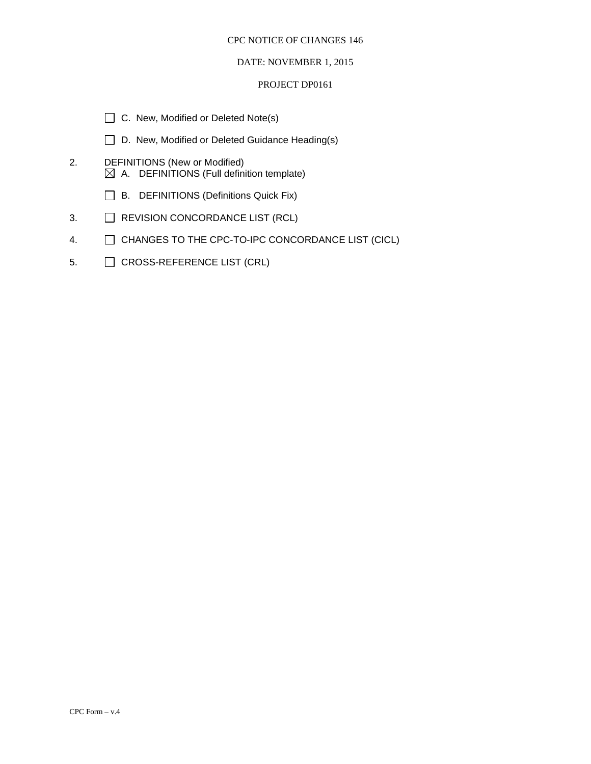CPC NOTICE OF CHANGES 146

DATE: NOVEMBER 1, 2015

PROJECT DP0161

☐ C. New, Modified or Deleted Note(s)

☐ D. New, Modified or Deleted Guidance Heading(s)

2. DEFINITIONS (New or Modified)
   ☒ A. DEFINITIONS (Full definition template)

   ☐ B. DEFINITIONS (Definitions Quick Fix)

3. ☐ REVISION CONCORDANCE LIST (RCL)

4. ☐ CHANGES TO THE CPC-TO-IPC CONCORDANCE LIST (CICL)

5. ☐ CROSS-REFERENCE LIST (CRL)

CPC Form – v.4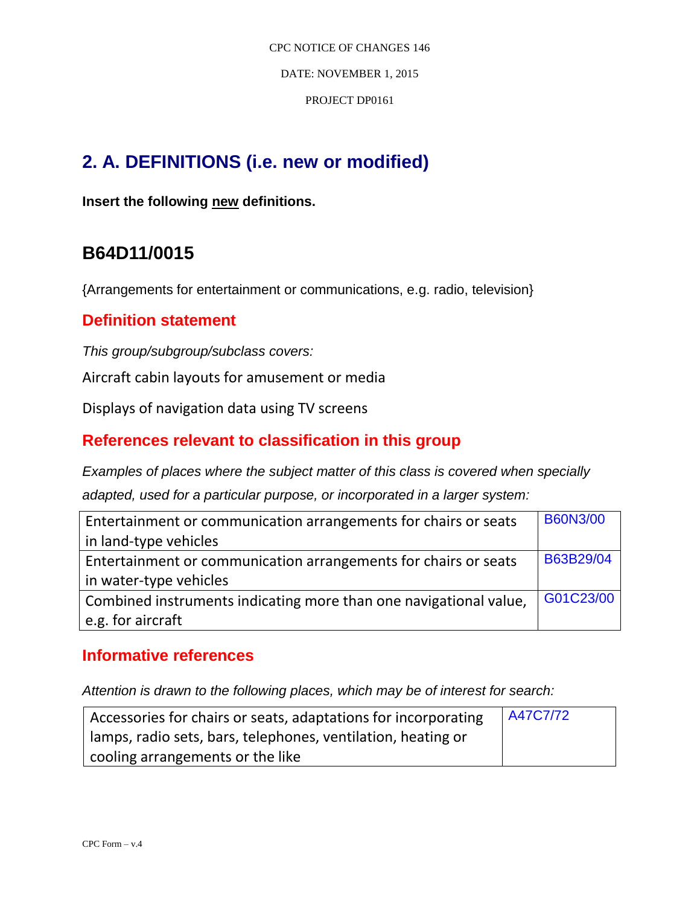## 2. A. DEFINITIONS (i.e. new or modified)

**Insert the following new definitions.**

## B64D11/0015

{Arrangements for entertainment or communications, e.g. radio, television}

### Definition statement

*This group/subgroup/subclass covers:*

Aircraft cabin layouts for amusement or media

Displays of navigation data using TV screens

### References relevant to classification in this group

*Examples of places where the subject matter of this class is covered when specially adapted, used for a particular purpose, or incorporated in a larger system:*

| | |
|---|---|
| Entertainment or communication arrangements for chairs or seats in land-type vehicles | B60N3/00 |
| Entertainment or communication arrangements for chairs or seats in water-type vehicles | B63B29/04 |
| Combined instruments indicating more than one navigational value, e.g. for aircraft | G01C23/00 |

### Informative references

*Attention is drawn to the following places, which may be of interest for search:*

| | |
|---|---|
| Accessories for chairs or seats, adaptations for incorporating lamps, radio sets, bars, telephones, ventilation, heating or cooling arrangements or the like | A47C7/72 |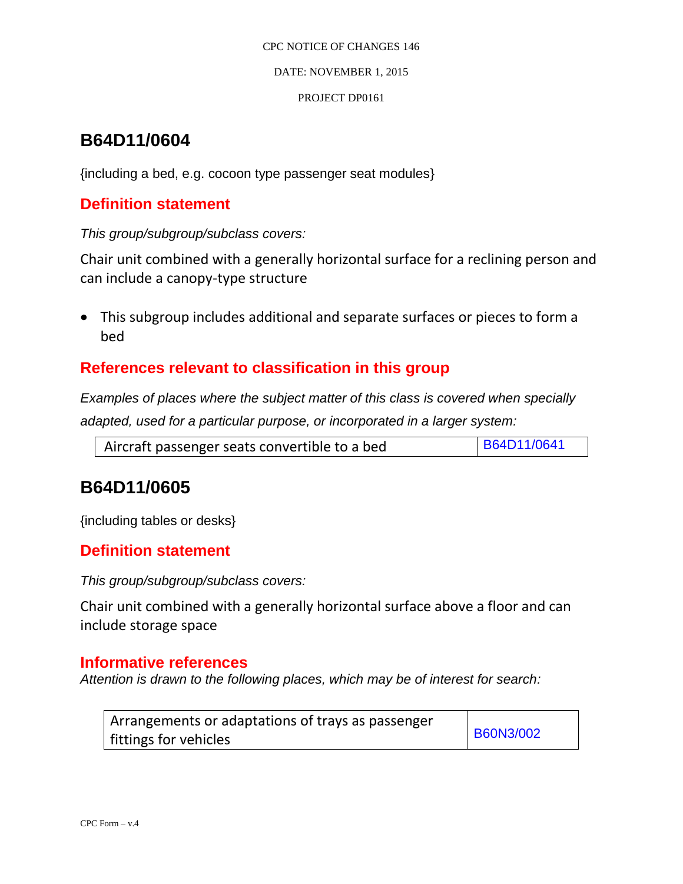## B64D11/0604

{including a bed, e.g. cocoon type passenger seat modules}

### Definition statement

*This group/subgroup/subclass covers:*

Chair unit combined with a generally horizontal surface for a reclining person and can include a canopy-type structure

- This subgroup includes additional and separate surfaces or pieces to form a bed

### References relevant to classification in this group

*Examples of places where the subject matter of this class is covered when specially adapted, used for a particular purpose, or incorporated in a larger system:*

| | |
|---|---|
| Aircraft passenger seats convertible to a bed | B64D11/0641 |

## B64D11/0605

{including tables or desks}

### Definition statement

*This group/subgroup/subclass covers:*

Chair unit combined with a generally horizontal surface above a floor and can include storage space

### Informative references

*Attention is drawn to the following places, which may be of interest for search:*

| | |
|---|---|
| Arrangements or adaptations of trays as passenger fittings for vehicles | B60N3/002 |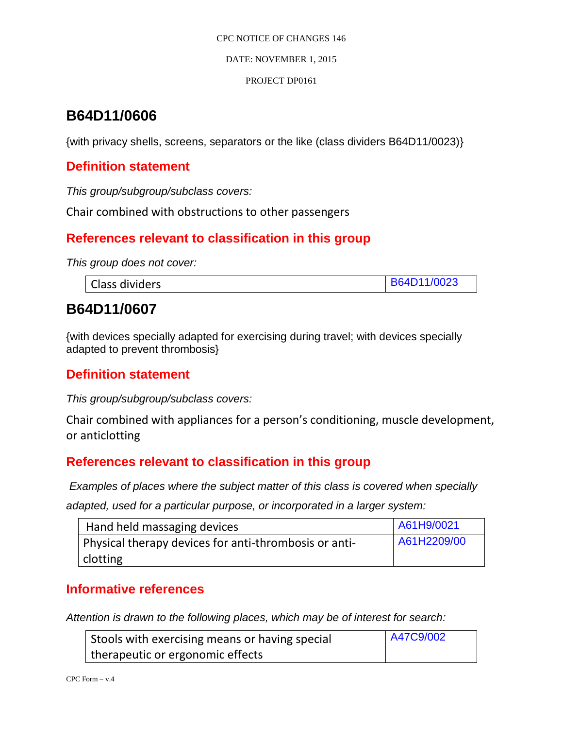# B64D11/0606

{with privacy shells, screens, separators or the like (class dividers B64D11/0023)}

## Definition statement

*This group/subgroup/subclass covers:*

Chair combined with obstructions to other passengers

## References relevant to classification in this group

*This group does not cover:*

| Class dividers | B64D11/0023 |
|---|---|

# B64D11/0607

{with devices specially adapted for exercising during travel; with devices specially adapted to prevent thrombosis}

## Definition statement

*This group/subgroup/subclass covers:*

Chair combined with appliances for a person's conditioning, muscle development, or anticlotting

## References relevant to classification in this group

*Examples of places where the subject matter of this class is covered when specially adapted, used for a particular purpose, or incorporated in a larger system:*

| Hand held massaging devices | A61H9/0021 |
|---|---|
| Physical therapy devices for anti-thrombosis or anti-clotting | A61H2209/00 |

## Informative references

*Attention is drawn to the following places, which may be of interest for search:*

| Stools with exercising means or having special therapeutic or ergonomic effects | A47C9/002 |
|---|---|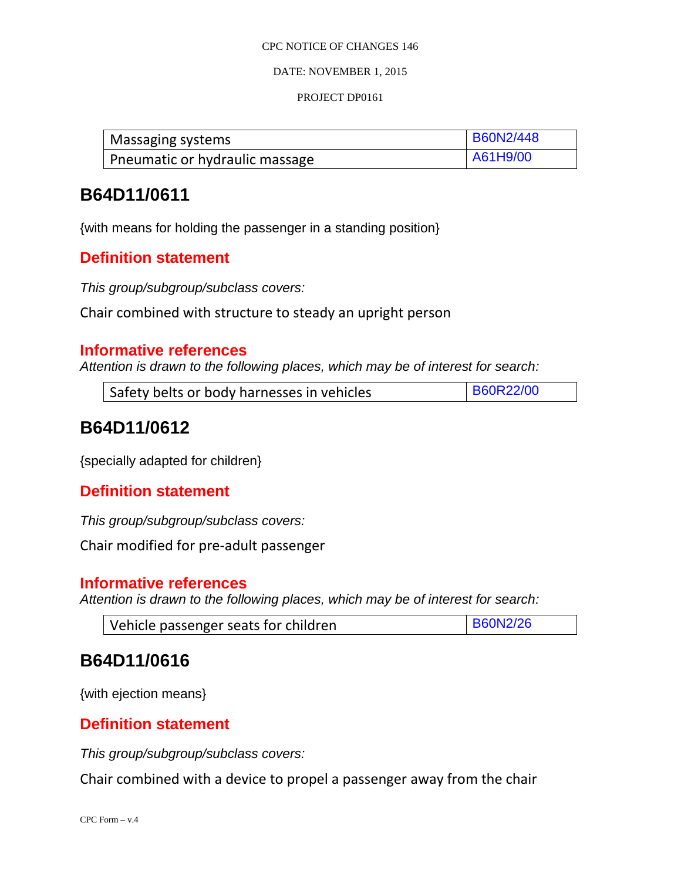| Massaging systems | B60N2/448 |
|---|---|
| Pneumatic or hydraulic massage | A61H9/00 |

## B64D11/0611

{with means for holding the passenger in a standing position}

### Definition statement

*This group/subgroup/subclass covers:*

Chair combined with structure to steady an upright person

### Informative references

*Attention is drawn to the following places, which may be of interest for search:*

| Safety belts or body harnesses in vehicles | B60R22/00 |
|---|---|

## B64D11/0612

{specially adapted for children}

### Definition statement

*This group/subgroup/subclass covers:*

Chair modified for pre-adult passenger

### Informative references

*Attention is drawn to the following places, which may be of interest for search:*

| Vehicle passenger seats for children | B60N2/26 |
|---|---|

## B64D11/0616

{with ejection means}

### Definition statement

*This group/subgroup/subclass covers:*

Chair combined with a device to propel a passenger away from the chair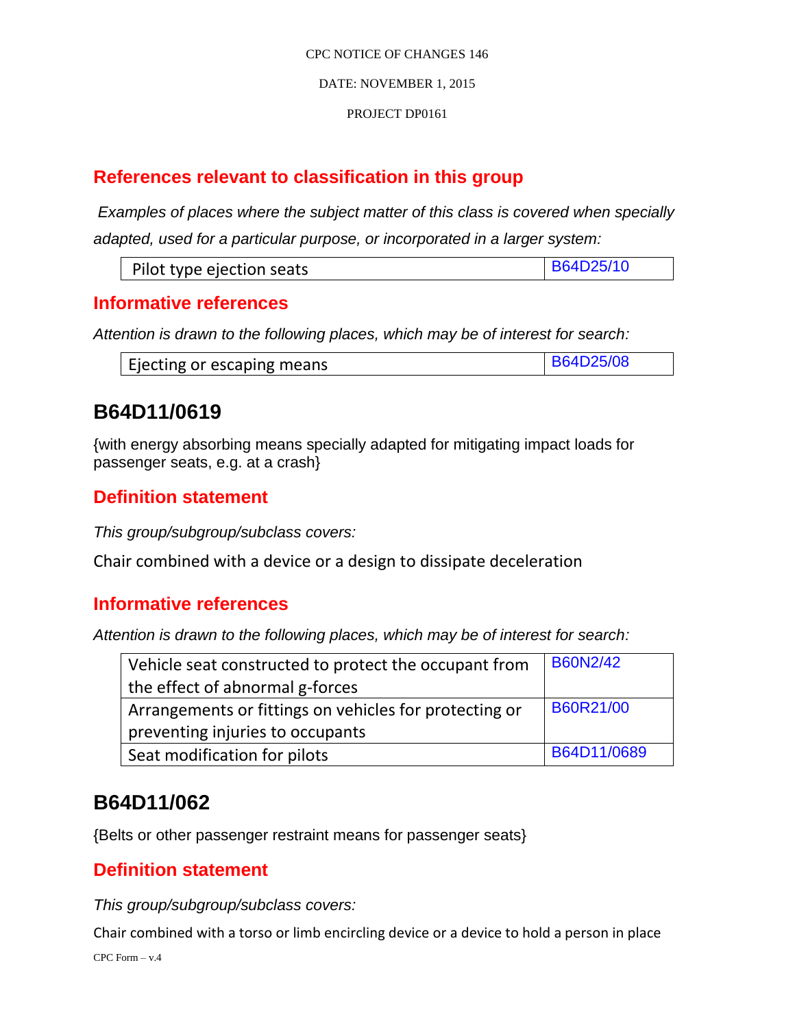## References relevant to classification in this group

*Examples of places where the subject matter of this class is covered when specially adapted, used for a particular purpose, or incorporated in a larger system:*

| | |
|---|---|
| Pilot type ejection seats | B64D25/10 |

## Informative references

*Attention is drawn to the following places, which may be of interest for search:*

| | |
|---|---|
| Ejecting or escaping means | B64D25/08 |

# B64D11/0619

{with energy absorbing means specially adapted for mitigating impact loads for passenger seats, e.g. at a crash}

## Definition statement

*This group/subgroup/subclass covers:*

Chair combined with a device or a design to dissipate deceleration

## Informative references

*Attention is drawn to the following places, which may be of interest for search:*

| | |
|---|---|
| Vehicle seat constructed to protect the occupant from the effect of abnormal g-forces | B60N2/42 |
| Arrangements or fittings on vehicles for protecting or preventing injuries to occupants | B60R21/00 |
| Seat modification for pilots | B64D11/0689 |

# B64D11/062

{Belts or other passenger restraint means for passenger seats}

## Definition statement

*This group/subgroup/subclass covers:*

Chair combined with a torso or limb encircling device or a device to hold a person in place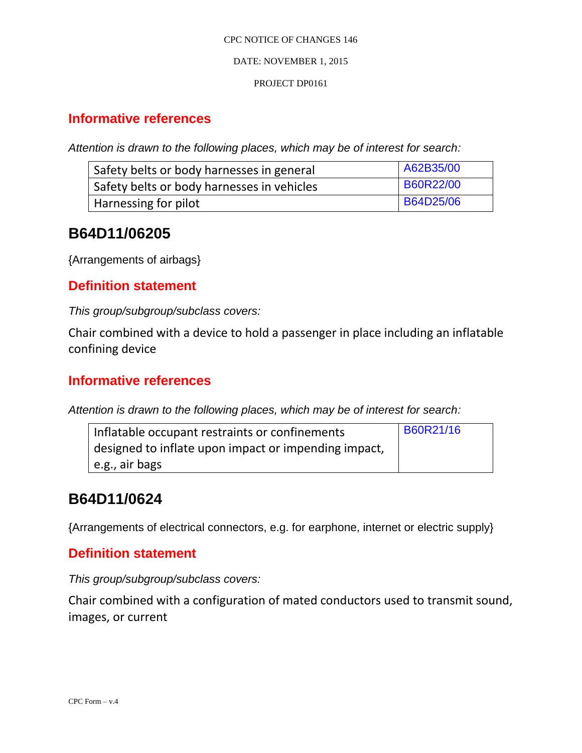## Informative references

*Attention is drawn to the following places, which may be of interest for search:*

| | |
|---|---|
| Safety belts or body harnesses in general | A62B35/00 |
| Safety belts or body harnesses in vehicles | B60R22/00 |
| Harnessing for pilot | B64D25/06 |

# B64D11/06205

{Arrangements of airbags}

## Definition statement

*This group/subgroup/subclass covers:*

Chair combined with a device to hold a passenger in place including an inflatable confining device

## Informative references

*Attention is drawn to the following places, which may be of interest for search:*

| | |
|---|---|
| Inflatable occupant restraints or confinements designed to inflate upon impact or impending impact, e.g., air bags | B60R21/16 |

# B64D11/0624

{Arrangements of electrical connectors, e.g. for earphone, internet or electric supply}

## Definition statement

*This group/subgroup/subclass covers:*

Chair combined with a configuration of mated conductors used to transmit sound, images, or current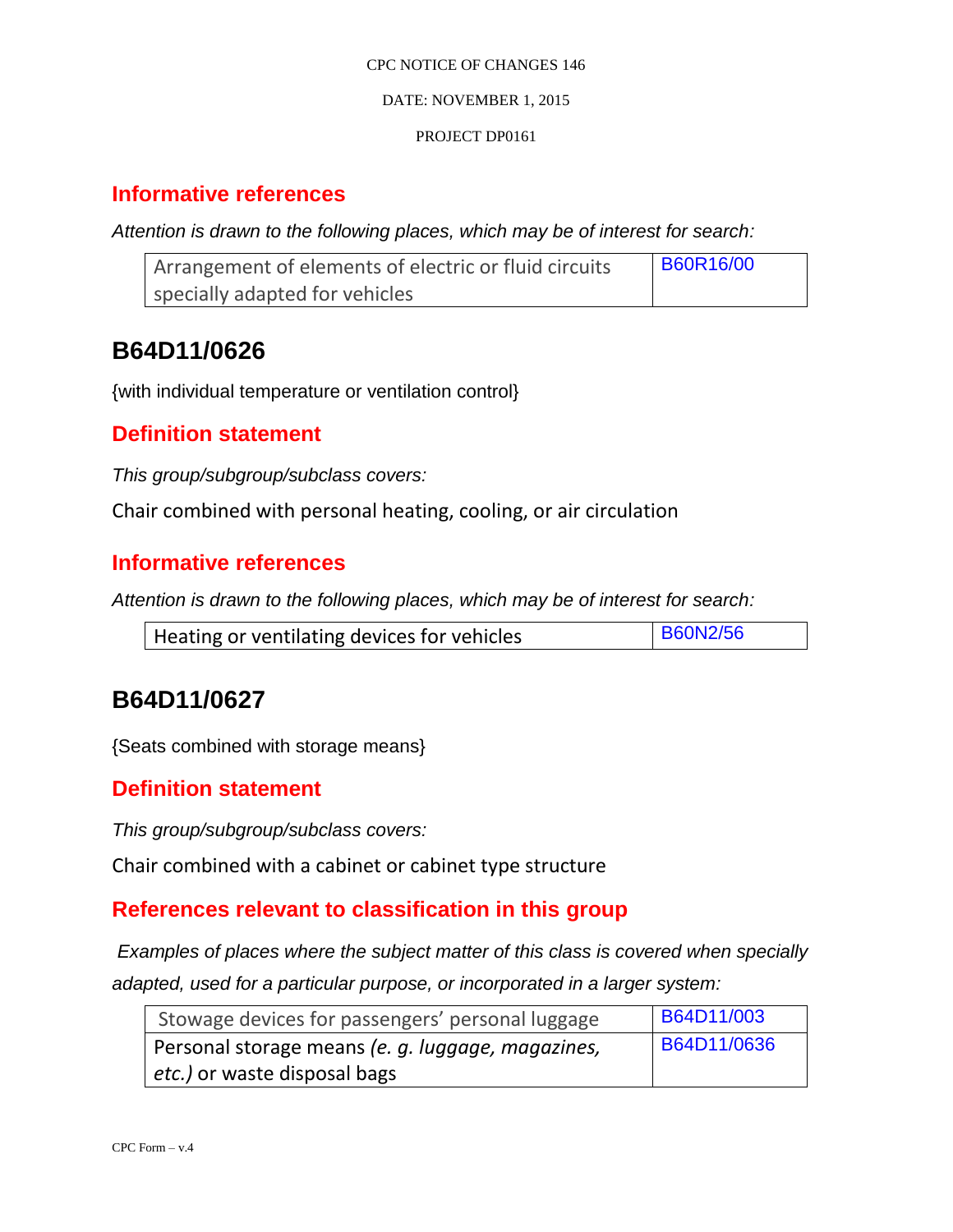## Informative references

*Attention is drawn to the following places, which may be of interest for search:*

| | |
|---|---|
| Arrangement of elements of electric or fluid circuits specially adapted for vehicles | B60R16/00 |

# B64D11/0626

{with individual temperature or ventilation control}

## Definition statement

*This group/subgroup/subclass covers:*

Chair combined with personal heating, cooling, or air circulation

## Informative references

*Attention is drawn to the following places, which may be of interest for search:*

| | |
|---|---|
| Heating or ventilating devices for vehicles | B60N2/56 |

# B64D11/0627

{Seats combined with storage means}

## Definition statement

*This group/subgroup/subclass covers:*

Chair combined with a cabinet or cabinet type structure

## References relevant to classification in this group

*Examples of places where the subject matter of this class is covered when specially adapted, used for a particular purpose, or incorporated in a larger system:*

| | |
|---|---|
| Stowage devices for passengers' personal luggage | B64D11/003 |
| Personal storage means *(e. g. luggage, magazines, etc.)* or waste disposal bags | B64D11/0636 |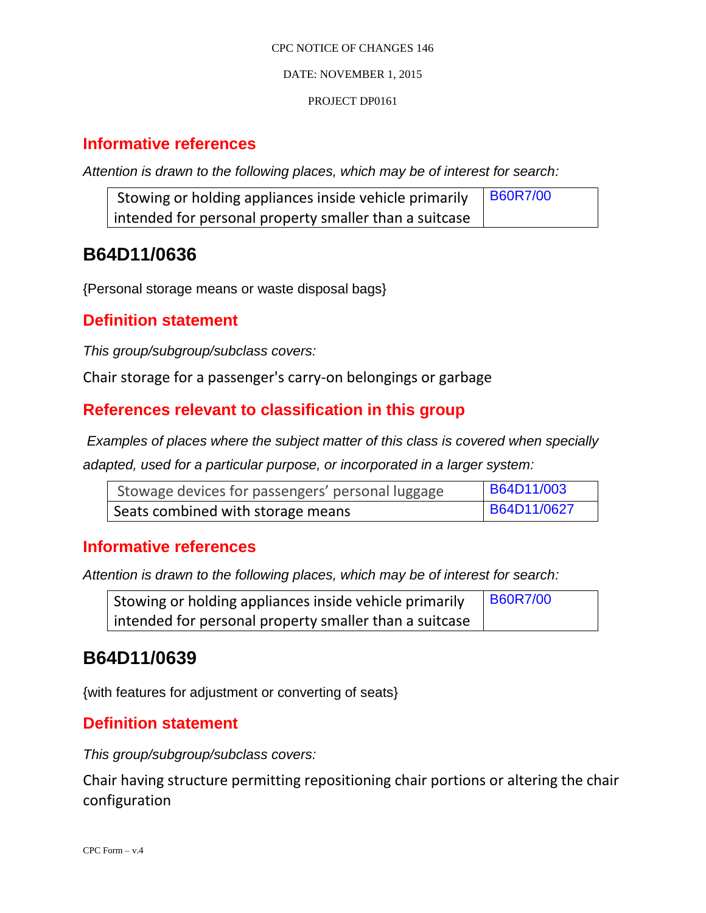## Informative references

*Attention is drawn to the following places, which may be of interest for search:*

| Stowing or holding appliances inside vehicle primarily intended for personal property smaller than a suitcase | B60R7/00 |
|---|---|

# B64D11/0636

{Personal storage means or waste disposal bags}

## Definition statement

*This group/subgroup/subclass covers:*

Chair storage for a passenger's carry-on belongings or garbage

## References relevant to classification in this group

*Examples of places where the subject matter of this class is covered when specially adapted, used for a particular purpose, or incorporated in a larger system:*

| Stowage devices for passengers' personal luggage | B64D11/003 |
|---|---|
| Seats combined with storage means | B64D11/0627 |

## Informative references

*Attention is drawn to the following places, which may be of interest for search:*

| Stowing or holding appliances inside vehicle primarily intended for personal property smaller than a suitcase | B60R7/00 |
|---|---|

# B64D11/0639

{with features for adjustment or converting of seats}

## Definition statement

*This group/subgroup/subclass covers:*

Chair having structure permitting repositioning chair portions or altering the chair configuration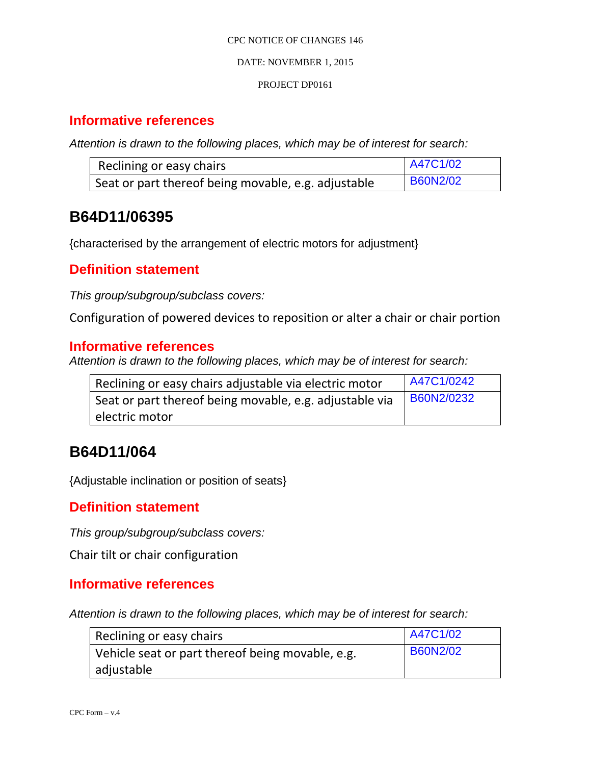## Informative references

*Attention is drawn to the following places, which may be of interest for search:*

| | |
|---|---|
| Reclining or easy chairs | A47C1/02 |
| Seat or part thereof being movable, e.g. adjustable | B60N2/02 |

# B64D11/06395

{characterised by the arrangement of electric motors for adjustment}

## Definition statement

*This group/subgroup/subclass covers:*

Configuration of powered devices to reposition or alter a chair or chair portion

## Informative references

*Attention is drawn to the following places, which may be of interest for search:*

| | |
|---|---|
| Reclining or easy chairs adjustable via electric motor | A47C1/0242 |
| Seat or part thereof being movable, e.g. adjustable via electric motor | B60N2/0232 |

# B64D11/064

{Adjustable inclination or position of seats}

## Definition statement

*This group/subgroup/subclass covers:*

Chair tilt or chair configuration

## Informative references

*Attention is drawn to the following places, which may be of interest for search:*

| | |
|---|---|
| Reclining or easy chairs | A47C1/02 |
| Vehicle seat or part thereof being movable, e.g. adjustable | B60N2/02 |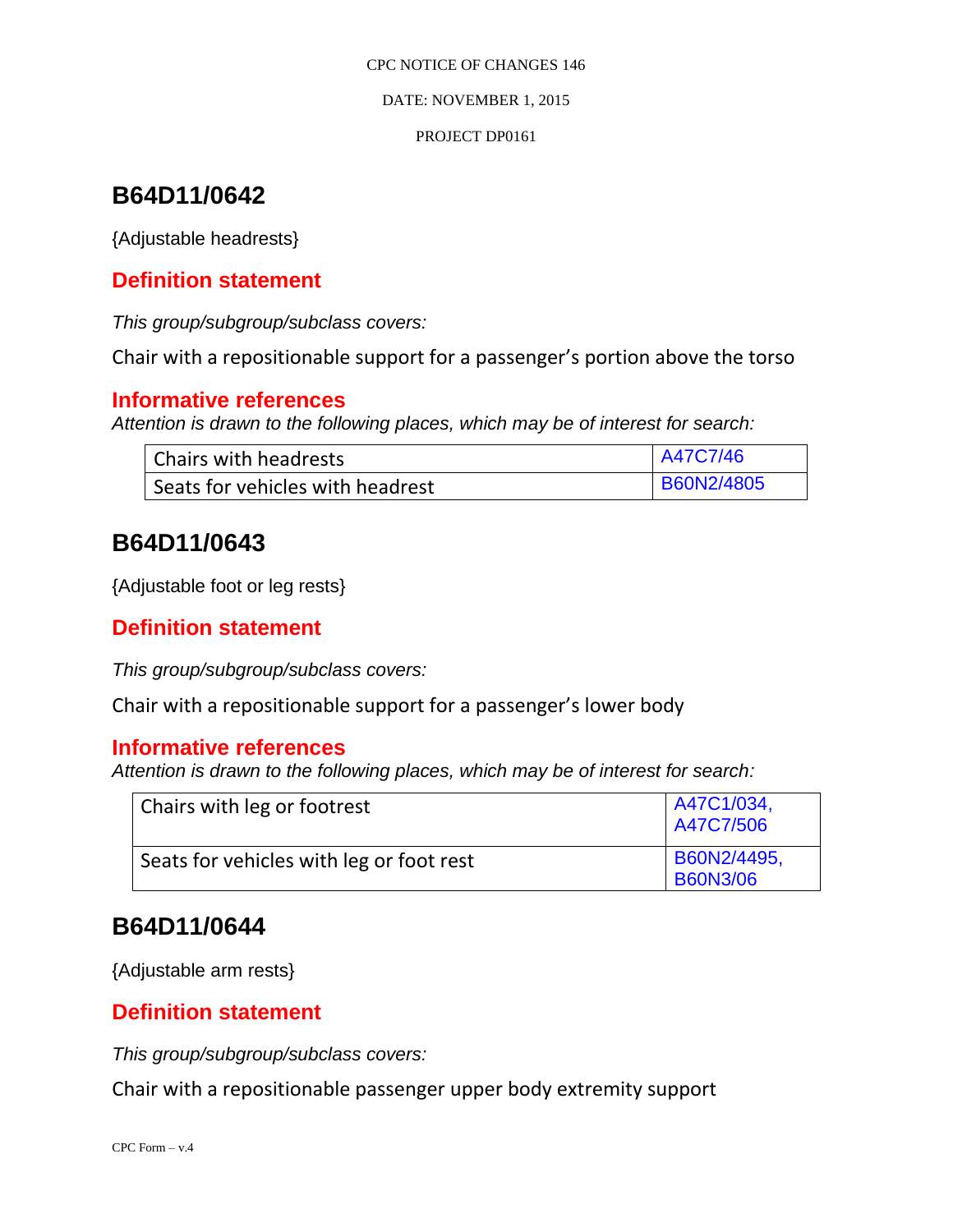## B64D11/0642

{Adjustable headrests}

### Definition statement

*This group/subgroup/subclass covers:*

Chair with a repositionable support for a passenger's portion above the torso

### Informative references

*Attention is drawn to the following places, which may be of interest for search:*

| | |
|---|---|
| Chairs with headrests | A47C7/46 |
| Seats for vehicles with headrest | B60N2/4805 |

## B64D11/0643

{Adjustable foot or leg rests}

### Definition statement

*This group/subgroup/subclass covers:*

Chair with a repositionable support for a passenger's lower body

### Informative references

*Attention is drawn to the following places, which may be of interest for search:*

| | |
|---|---|
| Chairs with leg or footrest | A47C1/034, A47C7/506 |
| Seats for vehicles with leg or foot rest | B60N2/4495, B60N3/06 |

## B64D11/0644

{Adjustable arm rests}

### Definition statement

*This group/subgroup/subclass covers:*

Chair with a repositionable passenger upper body extremity support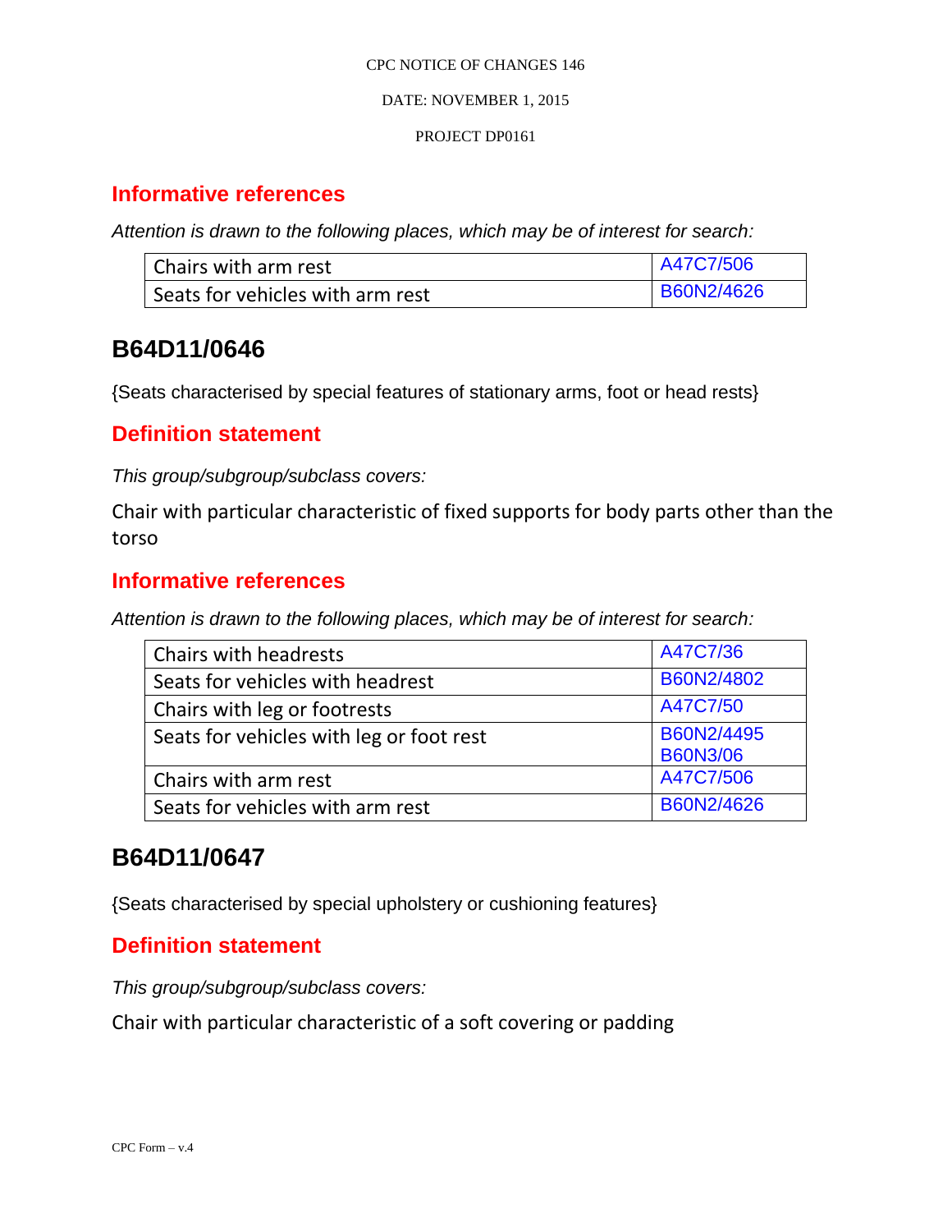## Informative references

*Attention is drawn to the following places, which may be of interest for search:*

| | |
|---|---|
| Chairs with arm rest | A47C7/506 |
| Seats for vehicles with arm rest | B60N2/4626 |

# B64D11/0646

{Seats characterised by special features of stationary arms, foot or head rests}

## Definition statement

*This group/subgroup/subclass covers:*

Chair with particular characteristic of fixed supports for body parts other than the torso

## Informative references

*Attention is drawn to the following places, which may be of interest for search:*

| | |
|---|---|
| Chairs with headrests | A47C7/36 |
| Seats for vehicles with headrest | B60N2/4802 |
| Chairs with leg or footrests | A47C7/50 |
| Seats for vehicles with leg or foot rest | B60N2/4495 B60N3/06 |
| Chairs with arm rest | A47C7/506 |
| Seats for vehicles with arm rest | B60N2/4626 |

# B64D11/0647

{Seats characterised by special upholstery or cushioning features}

## Definition statement

*This group/subgroup/subclass covers:*

Chair with particular characteristic of a soft covering or padding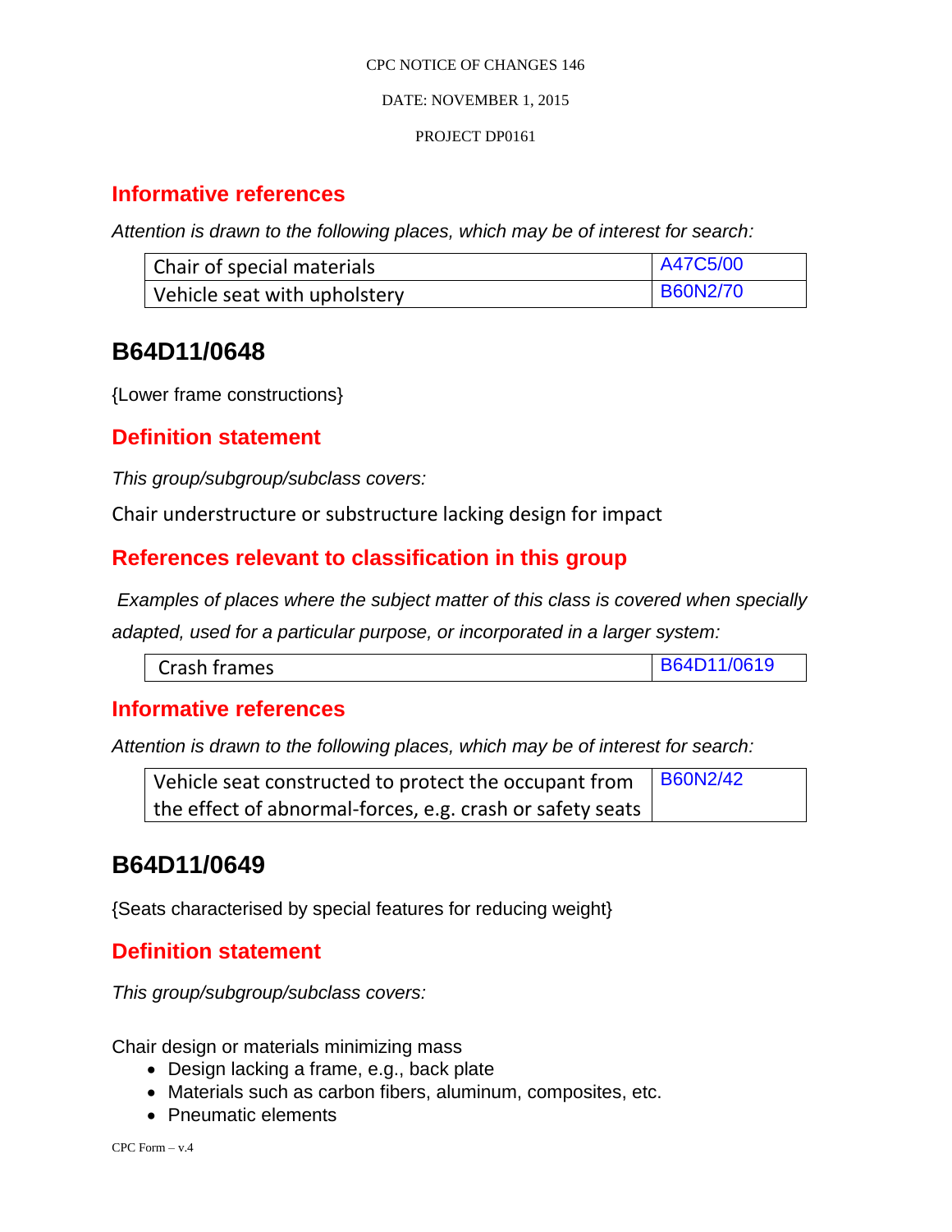## Informative references

*Attention is drawn to the following places, which may be of interest for search:*

| | |
|---|---|
| Chair of special materials | A47C5/00 |
| Vehicle seat with upholstery | B60N2/70 |

# B64D11/0648

{Lower frame constructions}

## Definition statement

*This group/subgroup/subclass covers:*

Chair understructure or substructure lacking design for impact

## References relevant to classification in this group

*Examples of places where the subject matter of this class is covered when specially adapted, used for a particular purpose, or incorporated in a larger system:*

| | |
|---|---|
| Crash frames | B64D11/0619 |

## Informative references

*Attention is drawn to the following places, which may be of interest for search:*

| | |
|---|---|
| Vehicle seat constructed to protect the occupant from the effect of abnormal-forces, e.g. crash or safety seats | B60N2/42 |

# B64D11/0649

{Seats characterised by special features for reducing weight}

## Definition statement

*This group/subgroup/subclass covers:*

Chair design or materials minimizing mass

- Design lacking a frame, e.g., back plate
- Materials such as carbon fibers, aluminum, composites, etc.
- Pneumatic elements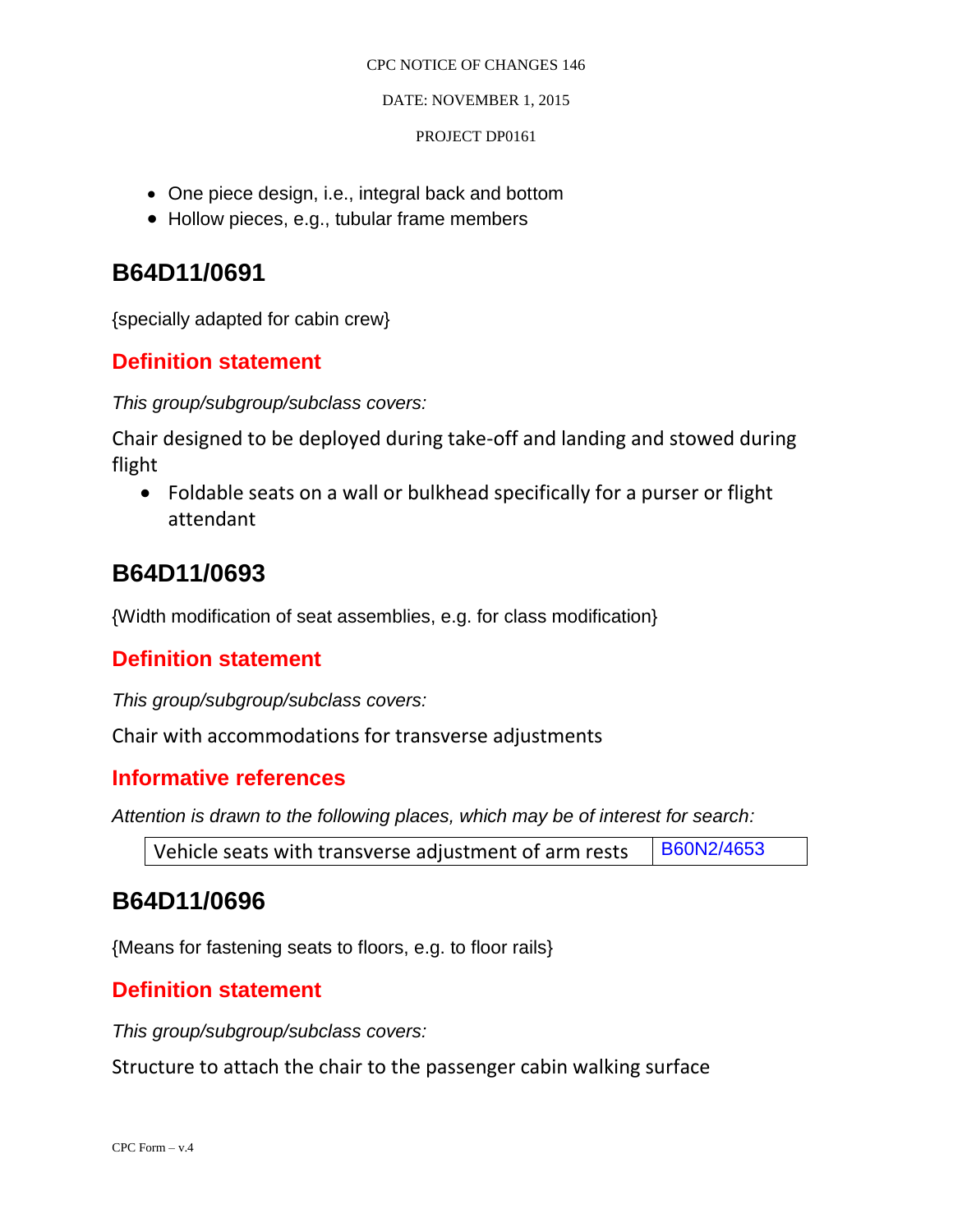- One piece design, i.e., integral back and bottom
- Hollow pieces, e.g., tubular frame members

## B64D11/0691

{specially adapted for cabin crew}

### Definition statement

*This group/subgroup/subclass covers:*

Chair designed to be deployed during take-off and landing and stowed during flight

- Foldable seats on a wall or bulkhead specifically for a purser or flight attendant

## B64D11/0693

{Width modification of seat assemblies, e.g. for class modification}

### Definition statement

*This group/subgroup/subclass covers:*

Chair with accommodations for transverse adjustments

### Informative references

*Attention is drawn to the following places, which may be of interest for search:*

| | |
|---|---|
| Vehicle seats with transverse adjustment of arm rests | B60N2/4653 |

## B64D11/0696

{Means for fastening seats to floors, e.g. to floor rails}

### Definition statement

*This group/subgroup/subclass covers:*

Structure to attach the chair to the passenger cabin walking surface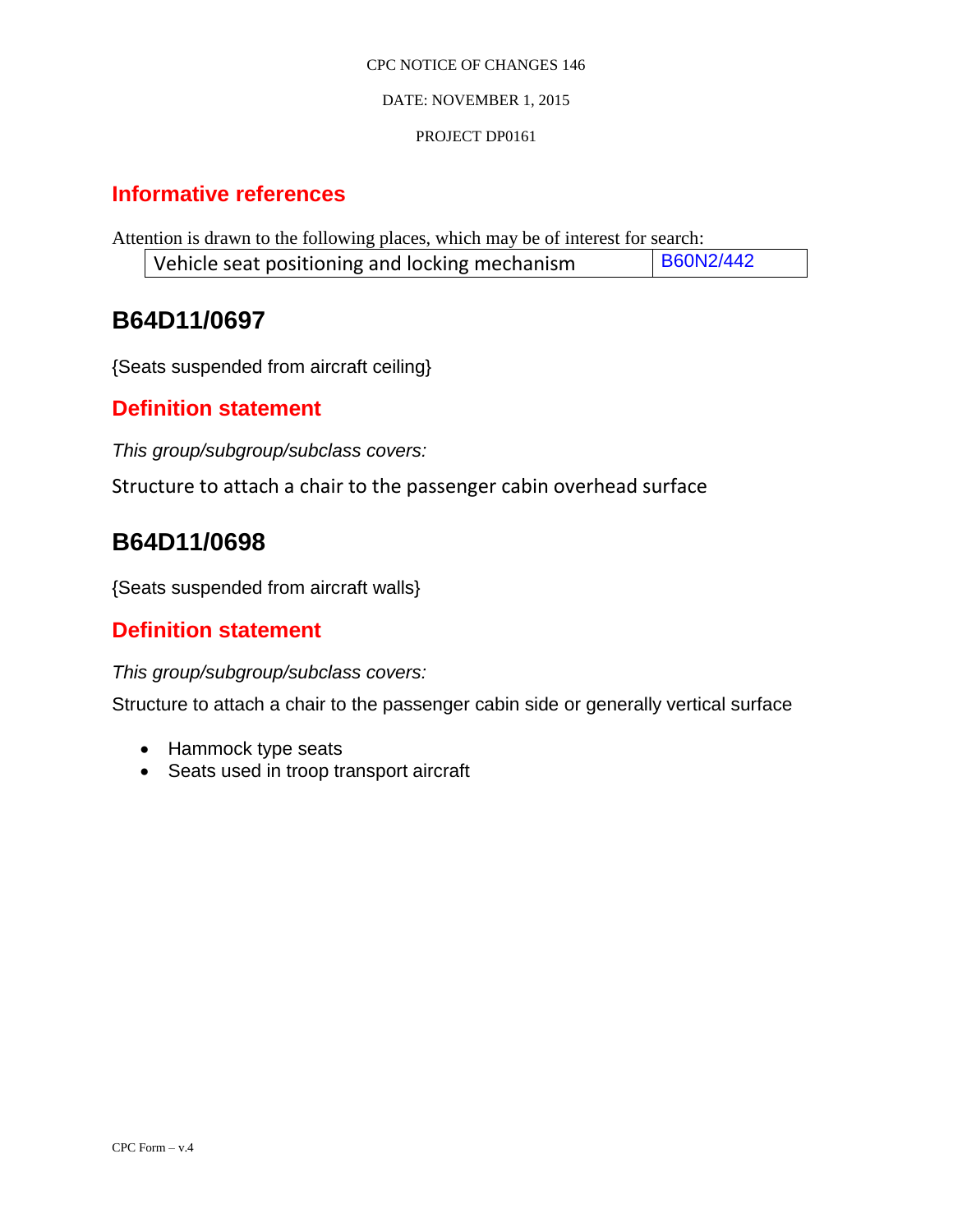## Informative references

Attention is drawn to the following places, which may be of interest for search:

| Vehicle seat positioning and locking mechanism | B60N2/442 |
|---|---|

## B64D11/0697

{Seats suspended from aircraft ceiling}

### Definition statement

*This group/subgroup/subclass covers:*

Structure to attach a chair to the passenger cabin overhead surface

## B64D11/0698

{Seats suspended from aircraft walls}

### Definition statement

*This group/subgroup/subclass covers:*

Structure to attach a chair to the passenger cabin side or generally vertical surface

- Hammock type seats
- Seats used in troop transport aircraft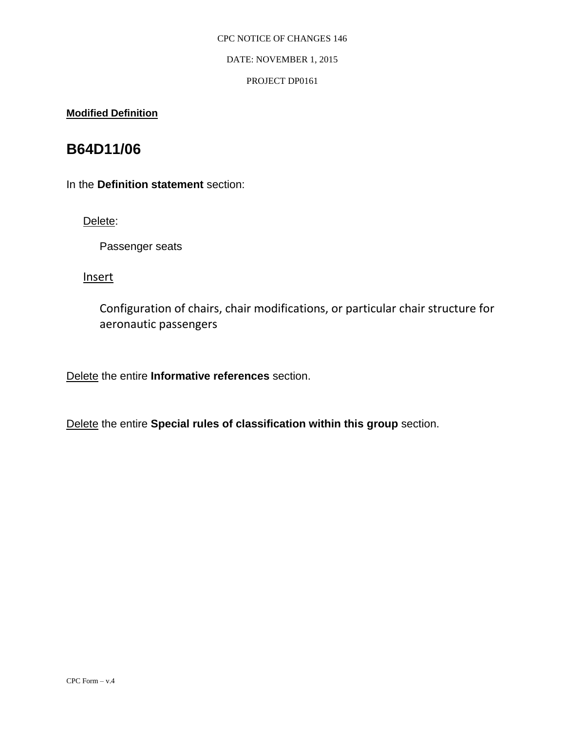CPC NOTICE OF CHANGES 146

DATE: NOVEMBER 1, 2015

PROJECT DP0161

**Modified Definition**

# B64D11/06

In the **Definition statement** section:

Delete:

Passenger seats

Insert

Configuration of chairs, chair modifications, or particular chair structure for aeronautic passengers

Delete the entire **Informative references** section.

Delete the entire **Special rules of classification within this group** section.